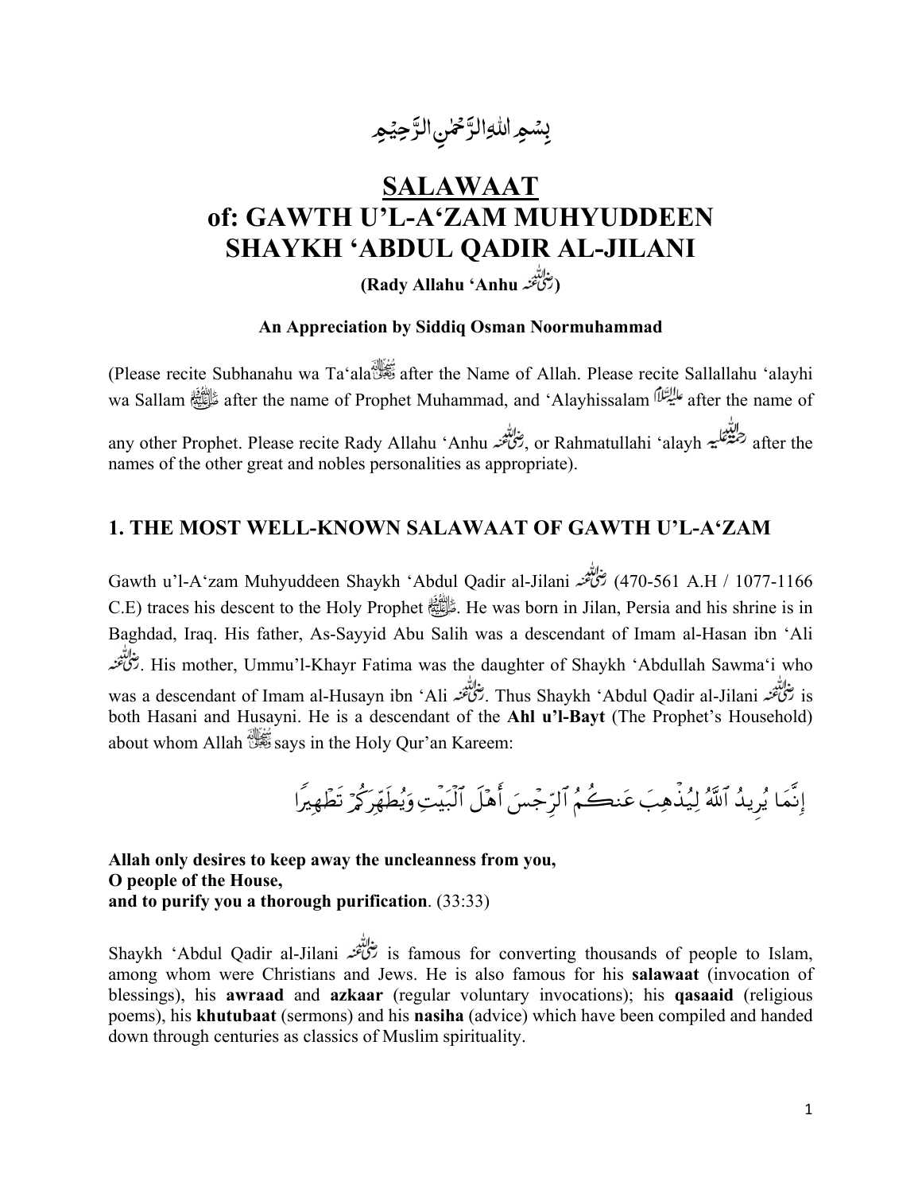بِسۡمِ اللّٰہِ الرَّحۡمٰنِ الرَّحِیۡمِ

# SALAWAAT
# of: GAWTH U'L-A'ZAM MUHYUDDEEN SHAYKH 'ABDUL QADIR AL-JILANI

**(Rady Allahu 'Anhu رضی اللہ عنہ)**

**An Appreciation by Siddiq Osman Noormuhammad**

(Please recite Subhanahu wa Ta'ala سبحانہ وتعالیٰ after the Name of Allah. Please recite Sallallahu 'alayhi wa Sallam ﷺ after the name of Prophet Muhammad, and 'Alayhissalam علیہ السلام after the name of any other Prophet. Please recite Rady Allahu 'Anhu رضی اللہ عنہ, or Rahmatullahi 'alayh رحمۃ اللہ علیہ after the names of the other great and nobles personalities as appropriate).

## 1. THE MOST WELL-KNOWN SALAWAAT OF GAWTH U'L-A'ZAM

Gawth u'l-A'zam Muhyuddeen Shaykh 'Abdul Qadir al-Jilani رضی اللہ عنہ (470-561 A.H / 1077-1166 C.E) traces his descent to the Holy Prophet ﷺ. He was born in Jilan, Persia and his shrine is in Baghdad, Iraq. His father, As-Sayyid Abu Salih was a descendant of Imam al-Hasan ibn 'Ali رضی اللہ عنہ. His mother, Ummu'l-Khayr Fatima was the daughter of Shaykh 'Abdullah Sawma'i who was a descendant of Imam al-Husayn ibn 'Ali رضی اللہ عنہ. Thus Shaykh 'Abdul Qadir al-Jilani رضی اللہ عنہ is both Hasani and Husayni. He is a descendant of the **Ahl u'l-Bayt** (The Prophet's Household) about whom Allah سبحانہ وتعالیٰ says in the Holy Qur'an Kareem:

إِنَّمَا يُرِيدُ ٱللَّهُ لِيُذۡهِبَ عَنكُمُ ٱلرِّجۡسَ أَهۡلَ ٱلۡبَيۡتِ وَيُطَهِّرَكُمۡ تَطۡهِيرٗا

**Allah only desires to keep away the uncleanness from you,**
**O people of the House,**
**and to purify you a thorough purification**. (33:33)

Shaykh 'Abdul Qadir al-Jilani رضی اللہ عنہ is famous for converting thousands of people to Islam, among whom were Christians and Jews. He is also famous for his **salawaat** (invocation of blessings), his **awraad** and **azkaar** (regular voluntary invocations); his **qasaaid** (religious poems), his **khutubaat** (sermons) and his **nasiha** (advice) which have been compiled and handed down through centuries as classics of Muslim spirituality.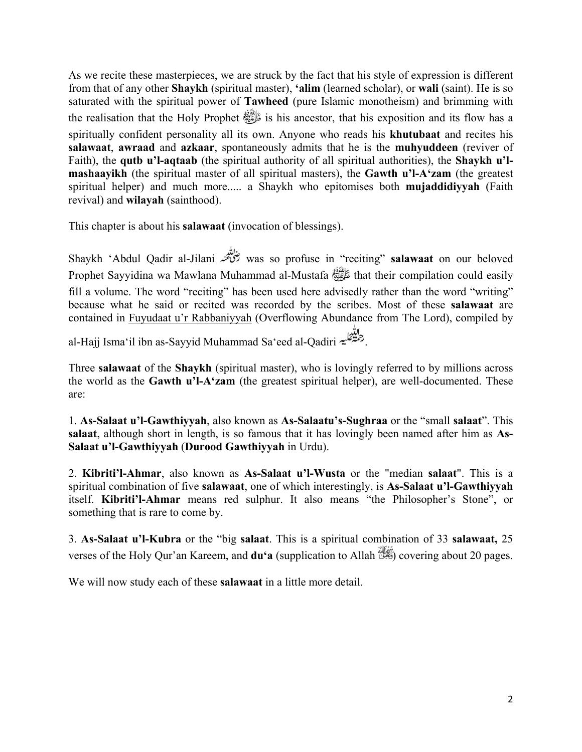As we recite these masterpieces, we are struck by the fact that his style of expression is different from that of any other **Shaykh** (spiritual master), **'alim** (learned scholar), or **wali** (saint). He is so saturated with the spiritual power of **Tawheed** (pure Islamic monotheism) and brimming with the realisation that the Holy Prophet ﷺ is his ancestor, that his exposition and its flow has a spiritually confident personality all its own. Anyone who reads his **khutubaat** and recites his **salawaat**, **awraad** and **azkaar**, spontaneously admits that he is the **muhyuddeen** (reviver of Faith), the **qutb u'l-aqtaab** (the spiritual authority of all spiritual authorities), the **Shaykh u'l-mashaayikh** (the spiritual master of all spiritual masters), the **Gawth u'l-A'zam** (the greatest spiritual helper) and much more..... a Shaykh who epitomises both **mujaddidiyyah** (Faith revival) and **wilayah** (sainthood).

This chapter is about his **salawaat** (invocation of blessings).

Shaykh 'Abdul Qadir al-Jilani رضي الله عنه was so profuse in "reciting" **salawaat** on our beloved Prophet Sayyidina wa Mawlana Muhammad al-Mustafa ﷺ that their compilation could easily fill a volume. The word "reciting" has been used here advisedly rather than the word "writing" because what he said or recited was recorded by the scribes. Most of these **salawaat** are contained in <u>Fuyudaat u'r Rabbaniyyah</u> (Overflowing Abundance from The Lord), compiled by al-Hajj Isma'il ibn as-Sayyid Muhammad Sa'eed al-Qadiri رحمة الله عليه.

Three **salawaat** of the **Shaykh** (spiritual master), who is lovingly referred to by millions across the world as the **Gawth u'l-A'zam** (the greatest spiritual helper), are well-documented. These are:

1. **As-Salaat u'l-Gawthiyyah**, also known as **As-Salaatu's-Sughraa** or the "small **salaat**". This **salaat**, although short in length, is so famous that it has lovingly been named after him as **As-Salaat u'l-Gawthiyyah** (**Durood Gawthiyyah** in Urdu).

2. **Kibriti'l-Ahmar**, also known as **As-Salaat u'l-Wusta** or the "median **salaat**". This is a spiritual combination of five **salawaat**, one of which interestingly, is **As-Salaat u'l-Gawthiyyah** itself. **Kibriti'l-Ahmar** means red sulphur. It also means "the Philosopher's Stone", or something that is rare to come by.

3. **As-Salaat u'l-Kubra** or the "big **salaat**. This is a spiritual combination of 33 **salawaat,** 25 verses of the Holy Qur'an Kareem, and **du'a** (supplication to Allah سبحانه وتعالى) covering about 20 pages.

We will now study each of these **salawaat** in a little more detail.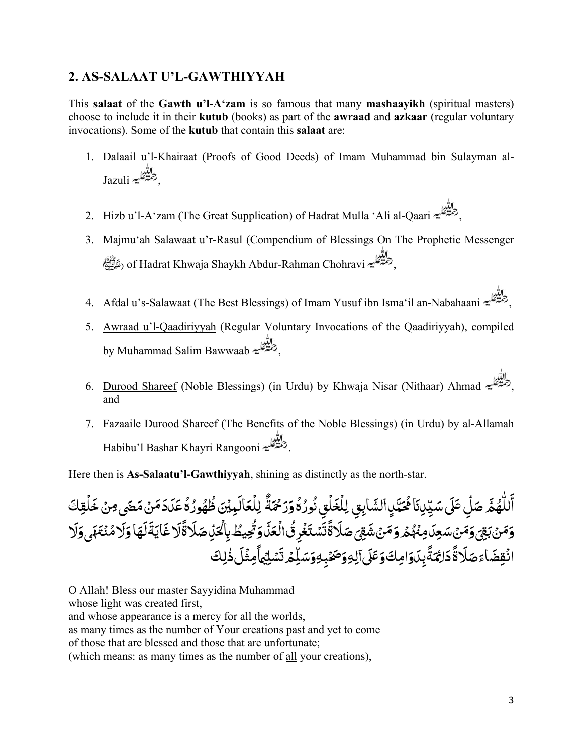## 2. AS-SALAAT U'L-GAWTHIYYAH

This **salaat** of the **Gawth u'l-A'zam** is so famous that many **mashaayikh** (spiritual masters) choose to include it in their **kutub** (books) as part of the **awraad** and **azkaar** (regular voluntary invocations). Some of the **kutub** that contain this **salaat** are:

1. Dalaail u'l-Khairaat (Proofs of Good Deeds) of Imam Muhammad bin Sulayman al-Jazuli رحمة الله عليه,
2. Hizb u'l-A'zam (The Great Supplication) of Hadrat Mulla 'Ali al-Qaari رحمة الله عليه,
3. Majmu'ah Salawaat u'r-Rasul (Compendium of Blessings On The Prophetic Messenger ﷺ) of Hadrat Khwaja Shaykh Abdur-Rahman Chohravi رحمة الله عليه,
4. Afdal u's-Salawaat (The Best Blessings) of Imam Yusuf ibn Isma'il an-Nabahaani رحمة الله عليه,
5. Awraad u'l-Qaadiriyyah (Regular Voluntary Invocations of the Qaadiriyyah), compiled by Muhammad Salim Bawwaab رحمة الله عليه,
6. Durood Shareef (Noble Blessings) (in Urdu) by Khwaja Nisar (Nithaar) Ahmad رحمة الله عليه, and
7. Fazaaile Durood Shareef (The Benefits of the Noble Blessings) (in Urdu) by al-Allamah Habibu'l Bashar Khayri Rangooni رحمة الله عليه.

Here then is **As-Salaatu'l-Gawthiyyah**, shining as distinctly as the north-star.

أَللّٰهُمَّ صَلِّ عَلَى سَيِّدِنَا مُحَمَّدٍ السَّابِقِ لِلْخَلْقِ نُورُهُ وَرَحْمَةٌ لِلْعَالَمِيْنَ ظُهُورُهُ عَدَدَ مَنْ مَضَى مِنْ خَلْقِكَ وَمَنْ بَقِيَ وَمَنْ سَعِدَ مِنْهُمْ وَمَنْ شَقِيَ صَلَاةً تَسْتَغْرِقُ الْعَدَّ وَتُحِيطُ بِالْحَدِّ صَلَاةً لَا غَايَةَ لَهَا وَلَا مُنْتَهَى وَلَا انْقِضَاءَ صَلَاةً دَائِمَةً بِدَوَامِكَ وَعَلَى آلِهِ وَصَحْبِهِ وَسَلِّمْ تَسْلِيمًا مِثْلَ ذٰلِكَ

O Allah! Bless our master Sayyidina Muhammad
whose light was created first,
and whose appearance is a mercy for all the worlds,
as many times as the number of Your creations past and yet to come
of those that are blessed and those that are unfortunate;
(which means: as many times as the number of all your creations),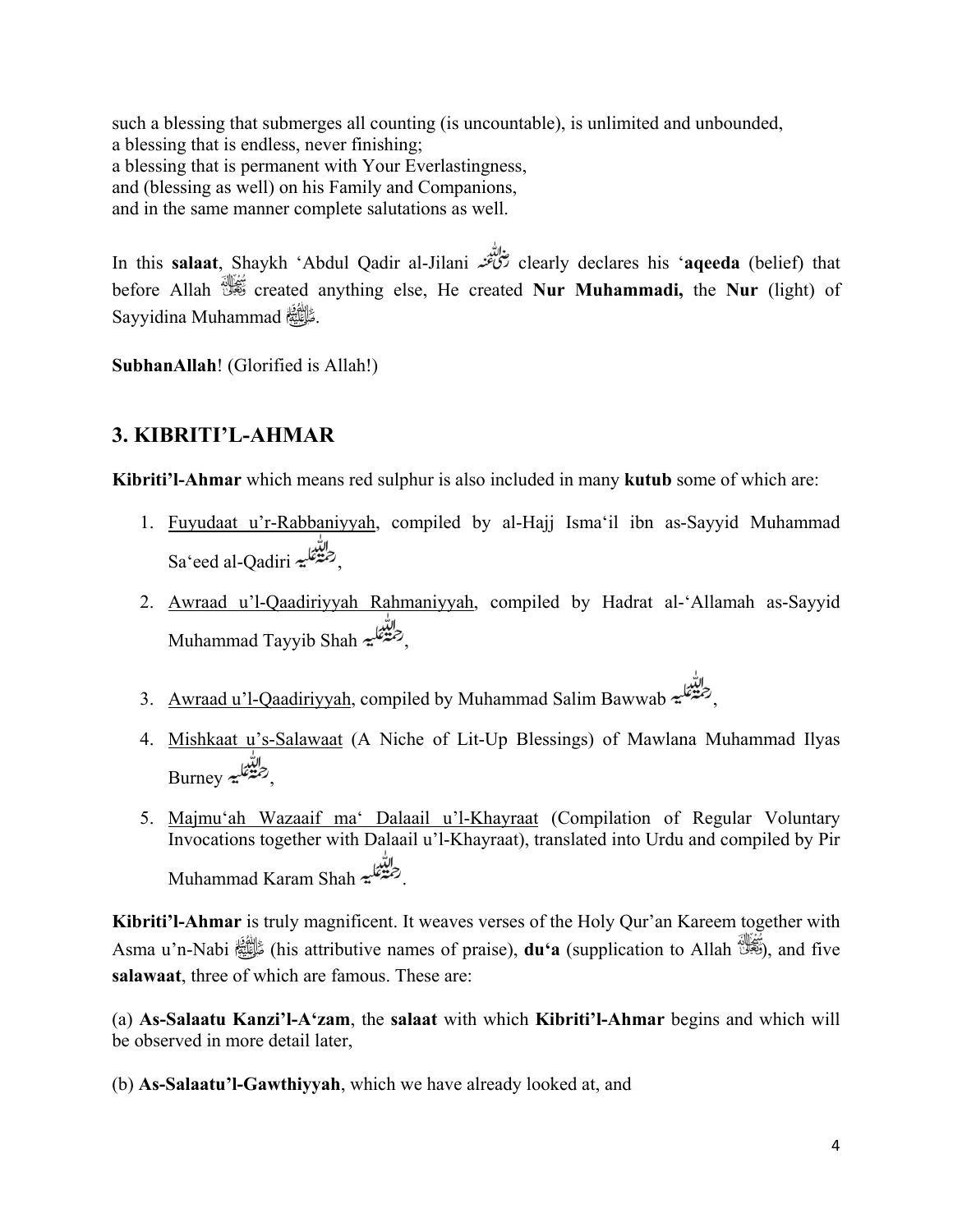such a blessing that submerges all counting (is uncountable), is unlimited and unbounded,
a blessing that is endless, never finishing;
a blessing that is permanent with Your Everlastingness,
and (blessing as well) on his Family and Companions,
and in the same manner complete salutations as well.

In this **salaat**, Shaykh 'Abdul Qadir al-Jilani رضي الله عنه clearly declares his '**aqeeda** (belief) that before Allah سبحانه وتعالى created anything else, He created **Nur Muhammadi,** the **Nur** (light) of Sayyidina Muhammad ﷺ.

**SubhanAllah**! (Glorified is Allah!)

## 3. KIBRITI'L-AHMAR

**Kibriti'l-Ahmar** which means red sulphur is also included in many **kutub** some of which are:

1. Fuyudaat u'r-Rabbaniyyah, compiled by al-Hajj Isma'il ibn as-Sayyid Muhammad Sa'eed al-Qadiri رحمة الله عليه,
2. Awraad u'l-Qaadiriyyah Rahmaniyyah, compiled by Hadrat al-'Allamah as-Sayyid Muhammad Tayyib Shah رحمة الله عليه,
3. Awraad u'l-Qaadiriyyah, compiled by Muhammad Salim Bawwab رحمة الله عليه,
4. Mishkaat u's-Salawaat (A Niche of Lit-Up Blessings) of Mawlana Muhammad Ilyas Burney رحمة الله عليه,
5. Majmu'ah Wazaaif ma' Dalaail u'l-Khayraat (Compilation of Regular Voluntary Invocations together with Dalaail u'l-Khayraat), translated into Urdu and compiled by Pir Muhammad Karam Shah رحمة الله عليه.

**Kibriti'l-Ahmar** is truly magnificent. It weaves verses of the Holy Qur'an Kareem together with Asma u'n-Nabi ﷺ (his attributive names of praise), **du'a** (supplication to Allah سبحانه وتعالى), and five **salawaat**, three of which are famous. These are:

(a) **As-Salaatu Kanzi'l-A'zam**, the **salaat** with which **Kibriti'l-Ahmar** begins and which will be observed in more detail later,

(b) **As-Salaatu'l-Gawthiyyah**, which we have already looked at, and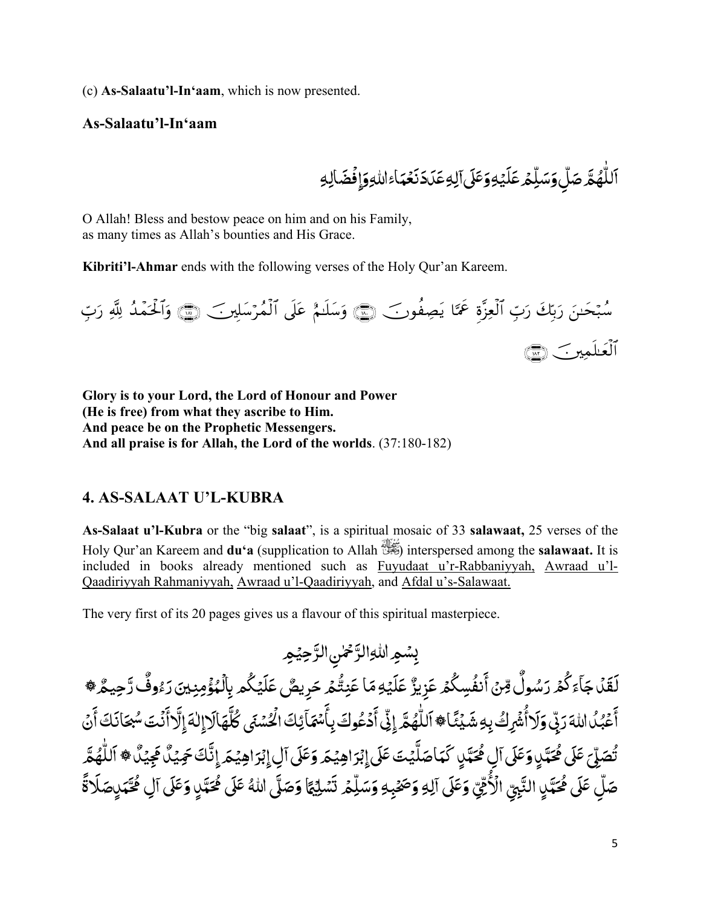(c) **As-Salaatu'l-In'aam**, which is now presented.

### As-Salaatu'l-In'aam

اَللّٰهُمَّ صَلِّ وَسَلِّمْ عَلَيْهِ وَعَلَى آلِهِ عَدَدَ نَعْمَاءِ اللهِ وَإِفْضَالِهِ

O Allah! Bless and bestow peace on him and on his Family,
as many times as Allah's bounties and His Grace.

**Kibriti'l-Ahmar** ends with the following verses of the Holy Qur'an Kareem.

سُبْحَٰنَ رَبِّكَ رَبِّ ٱلْعِزَّةِ عَمَّا يَصِفُونَ ﴿١٨٠﴾ وَسَلَٰمٌ عَلَى ٱلْمُرْسَلِينَ ﴿١٨١﴾ وَٱلْحَمْدُ لِلَّهِ رَبِّ ٱلْعَٰلَمِينَ ﴿١٨٢﴾

**Glory is to your Lord, the Lord of Honour and Power**
**(He is free) from what they ascribe to Him.**
**And peace be on the Prophetic Messengers.**
**And all praise is for Allah, the Lord of the worlds**. (37:180-182)

## 4. AS-SALAAT U'L-KUBRA

**As-Salaat u'l-Kubra** or the "big **salaat**", is a spiritual mosaic of 33 **salawaat,** 25 verses of the Holy Qur'an Kareem and **du'a** (supplication to Allah ﷻ) interspersed among the **salawaat.** It is included in books already mentioned such as Fuyudaat u'r-Rabbaniyyah, Awraad u'l-Qaadiriyyah Rahmaniyyah, Awraad u'l-Qaadiriyyah, and Afdal u's-Salawaat.

The very first of its 20 pages gives us a flavour of this spiritual masterpiece.

بِسْمِ اللهِ الرَّحْمٰنِ الرَّحِيْمِ

لَقَدْ جَآءَكُمْ رَسُولٌ مِّنْ أَنفُسِكُمْ عَزِيزٌ عَلَيْهِ مَا عَنِتُّمْ حَرِيصٌ عَلَيْكُم بِٱلْمُؤْمِنِينَ رَءُوفٌ رَّحِيمٌ ۞ أَعْبُدُ اللهَ رَبِّي وَلَا أُشْرِكُ بِهِ شَيْئًا ۞ اَللّٰهُمَّ إِنِّي أَدْعُوكَ بِأَسْمَآئِكَ الْحُسْنَى كُلِّهَا لَا إِلٰهَ إِلَّا أَنْتَ سُبْحَانَكَ أَنْ تُصَلِّيَ عَلَى مُحَمَّدٍ وَعَلَى آلِ مُحَمَّدٍ كَمَا صَلَّيْتَ عَلَى إِبْرَاهِيْمَ وَعَلَى آلِ إِبْرَاهِيْمَ إِنَّكَ حَمِيْدٌ مَجِيْدٌ ۞ اَللّٰهُمَّ صَلِّ عَلَى مُحَمَّدٍ النَّبِيِّ الْأُمِّيِّ وَعَلَى آلِهِ وَصَحْبِهِ وَسَلِّمْ تَسْلِيْمًا وَصَلَّى اللهُ عَلَى مُحَمَّدٍ وَعَلَى آلِ مُحَمَّدٍ صَلَاةً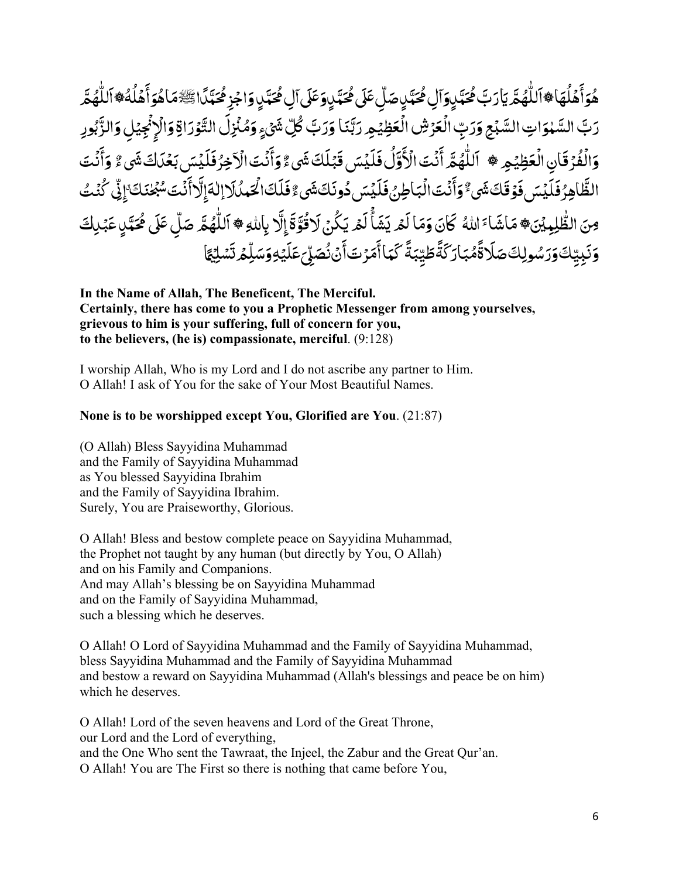هُوَأَهْلُهَا ۞ اَللّٰهُمَّ يَارَبَّ مُحَمَّدٍ وَآلِ مُحَمَّدٍ صَلِّ عَلَى مُحَمَّدٍ وَعَلَى آلِ مُحَمَّدٍ وَاجْزِ مُحَمَّدًا ﷺ مَا هُوَ أَهْلُهُ ۞ اَللّٰهُمَّ رَبَّ السَّمٰوَاتِ السَّبْعِ وَرَبِّ الْعَرْشِ الْعَظِيْمِ رَبَّنَا وَرَبَّ كُلِّ شَيْءٍ وَمُنْزِلَ التَّوْرَاةِ وَالْإِنْجِيْلِ وَالزَّبُوْرِ وَالْفُرْقَانِ الْعَظِيْمِ ۞ اَللّٰهُمَّ أَنْتَ الْأَوَّلُ فَلَيْسَ قَبْلَكَ شَيْءٌ وَأَنْتَ الْآخِرُ فَلَيْسَ بَعْدَكَ شَيْءٌ وَأَنْتَ الظَّاهِرُ فَلَيْسَ فَوْقَكَ شَيْءٌ وَأَنْتَ الْبَاطِنُ فَلَيْسَ دُوْنَكَ شَيْءٌ فَلَكَ الْحَمْدُ لَا إِلٰهَ إِلَّا أَنْتَ سُبْحٰنَكَ إِنِّيْ كُنْتُ مِنَ الظّٰلِمِيْنَ ۞ مَا شَاءَ اللهُ كَانَ وَمَا لَمْ يَشَأْ لَمْ يَكُنْ لَا قُوَّةَ إِلَّا بِاللهِ ۞ اَللّٰهُمَّ صَلِّ عَلَى مُحَمَّدٍ عَبْدِكَ وَنَبِيِّكَ وَرَسُوْلِكَ صَلَاةً مُبَارَكَةً طَيِّبَةً كَمَا أَمَرْتَ أَنْ نُصَلِّيَ عَلَيْهِ وَسَلِّمْ تَسْلِيْمًا

**In the Name of Allah, The Beneficent, The Merciful.**
**Certainly, there has come to you a Prophetic Messenger from among yourselves,**
**grievous to him is your suffering, full of concern for you,**
**to the believers, (he is) compassionate, merciful**. (9:128)

I worship Allah, Who is my Lord and I do not ascribe any partner to Him.
O Allah! I ask of You for the sake of Your Most Beautiful Names.

**None is to be worshipped except You, Glorified are You**. (21:87)

(O Allah) Bless Sayyidina Muhammad
and the Family of Sayyidina Muhammad
as You blessed Sayyidina Ibrahim
and the Family of Sayyidina Ibrahim.
Surely, You are Praiseworthy, Glorious.

O Allah! Bless and bestow complete peace on Sayyidina Muhammad,
the Prophet not taught by any human (but directly by You, O Allah)
and on his Family and Companions.
And may Allah's blessing be on Sayyidina Muhammad
and on the Family of Sayyidina Muhammad,
such a blessing which he deserves.

O Allah! O Lord of Sayyidina Muhammad and the Family of Sayyidina Muhammad,
bless Sayyidina Muhammad and the Family of Sayyidina Muhammad
and bestow a reward on Sayyidina Muhammad (Allah's blessings and peace be on him)
which he deserves.

O Allah! Lord of the seven heavens and Lord of the Great Throne,
our Lord and the Lord of everything,
and the One Who sent the Tawraat, the Injeel, the Zabur and the Great Qur'an.
O Allah! You are The First so there is nothing that came before You,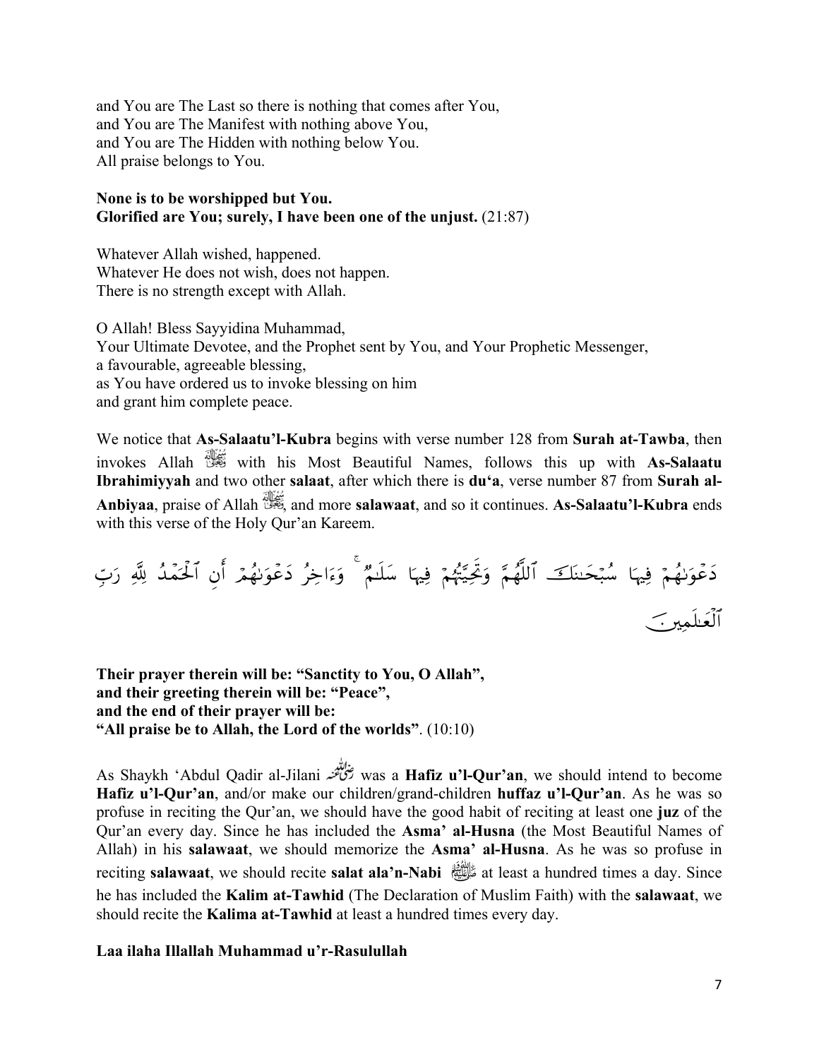and You are The Last so there is nothing that comes after You,
and You are The Manifest with nothing above You,
and You are The Hidden with nothing below You.
All praise belongs to You.

**None is to be worshipped but You.**
**Glorified are You; surely, I have been one of the unjust.** (21:87)

Whatever Allah wished, happened.
Whatever He does not wish, does not happen.
There is no strength except with Allah.

O Allah! Bless Sayyidina Muhammad,
Your Ultimate Devotee, and the Prophet sent by You, and Your Prophetic Messenger,
a favourable, agreeable blessing,
as You have ordered us to invoke blessing on him
and grant him complete peace.

We notice that **As-Salaatu'l-Kubra** begins with verse number 128 from **Surah at-Tawba**, then invokes Allah ﷻ with his Most Beautiful Names, follows this up with **As-Salaatu Ibrahimiyyah** and two other **salaat**, after which there is **du'a**, verse number 87 from **Surah al-Anbiyaa**, praise of Allah ﷻ, and more **salawaat**, and so it continues. **As-Salaatu'l-Kubra** ends with this verse of the Holy Qur'an Kareem.

دَعْوَىٰهُمْ فِيهَا سُبْحَٰنَكَ ٱللَّهُمَّ وَتَحِيَّتُهُمْ فِيهَا سَلَٰمٌ ۚ وَءَاخِرُ دَعْوَىٰهُمْ أَنِ ٱلْحَمْدُ لِلَّهِ رَبِّ ٱلْعَٰلَمِينَ

**Their prayer therein will be: "Sanctity to You, O Allah",**
**and their greeting therein will be: "Peace",**
**and the end of their prayer will be:**
**"All praise be to Allah, the Lord of the worlds"**. (10:10)

As Shaykh 'Abdul Qadir al-Jilani رضي الله عنه was a **Hafiz u'l-Qur'an**, we should intend to become **Hafiz u'l-Qur'an**, and/or make our children/grand-children **huffaz u'l-Qur'an**. As he was so profuse in reciting the Qur'an, we should have the good habit of reciting at least one **juz** of the Qur'an every day. Since he has included the **Asma' al-Husna** (the Most Beautiful Names of Allah) in his **salawaat**, we should memorize the **Asma' al-Husna**. As he was so profuse in reciting **salawaat**, we should recite **salat ala'n-Nabi** ﷺ at least a hundred times a day. Since he has included the **Kalim at-Tawhid** (The Declaration of Muslim Faith) with the **salawaat**, we should recite the **Kalima at-Tawhid** at least a hundred times every day.

**Laa ilaha Illallah Muhammad u'r-Rasulullah**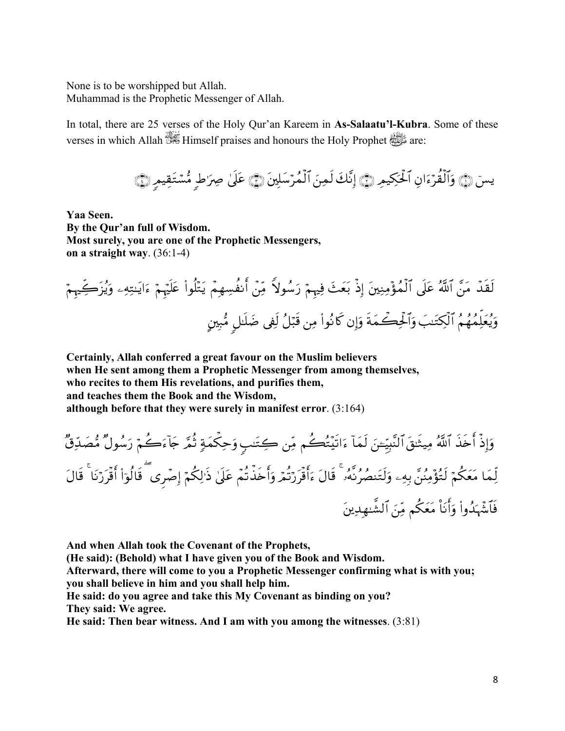None is to be worshipped but Allah.
Muhammad is the Prophetic Messenger of Allah.

In total, there are 25 verses of the Holy Qur'an Kareem in **As-Salaatu'l-Kubra**. Some of these verses in which Allah ﷻ Himself praises and honours the Holy Prophet ﷺ are:

يسٓ ۝ وَٱلۡقُرۡءَانِ ٱلۡحَكِيمِ ۝ إِنَّكَ لَمِنَ ٱلۡمُرۡسَلِينَ ۝ عَلَىٰ صِرَٰطٍ مُّسۡتَقِيمٍ ۝

**Yaa Seen.**
**By the Qur'an full of Wisdom.**
**Most surely, you are one of the Prophetic Messengers,**
**on a straight way**. (36:1-4)

لَقَدۡ مَنَّ ٱللَّهُ عَلَى ٱلۡمُؤۡمِنِينَ إِذۡ بَعَثَ فِيهِمۡ رَسُولاً مِّنۡ أَنفُسِهِمۡ يَتۡلُواْ عَلَيۡهِمۡ ءَايَٰتِهِۦ وَيُزَكِّيهِمۡ وَيُعَلِّمُهُمُ ٱلۡكِتَٰبَ وَٱلۡحِكۡمَةَ وَإِن كَانُواْ مِن قَبۡلُ لَفِى ضَلَٰلٍ مُّبِينٍ

**Certainly, Allah conferred a great favour on the Muslim believers**
**when He sent among them a Prophetic Messenger from among themselves,**
**who recites to them His revelations, and purifies them,**
**and teaches them the Book and the Wisdom,**
**although before that they were surely in manifest error**. (3:164)

وَإِذۡ أَخَذَ ٱللَّهُ مِيثَٰقَ ٱلنَّبِيِّـۧنَ لَمَآ ءَاتَيۡتُكُم مِّن كِتَٰبٍ وَحِكۡمَةٍ ثُمَّ جَآءَكُمۡ رَسُولٌ مُّصَدِّقٌ لِّمَا مَعَكُمۡ لَتُؤۡمِنُنَّ بِهِۦ وَلَتَنصُرُنَّهُۥۚ قَالَ ءَأَقۡرَرۡتُمۡ وَأَخَذۡتُمۡ عَلَىٰ ذَٰلِكُمۡ إِصۡرِىۖ قَالُوٓاْ أَقۡرَرۡنَاۚ قَالَ فَٱشۡهَدُواْ وَأَنَا۠ مَعَكُم مِّنَ ٱلشَّٰهِدِينَ

**And when Allah took the Covenant of the Prophets,**
**(He said): (Behold) what I have given you of the Book and Wisdom.**
**Afterward, there will come to you a Prophetic Messenger confirming what is with you;**
**you shall believe in him and you shall help him.**
**He said: do you agree and take this My Covenant as binding on you?**
**They said: We agree.**
**He said: Then bear witness. And I am with you among the witnesses**. (3:81)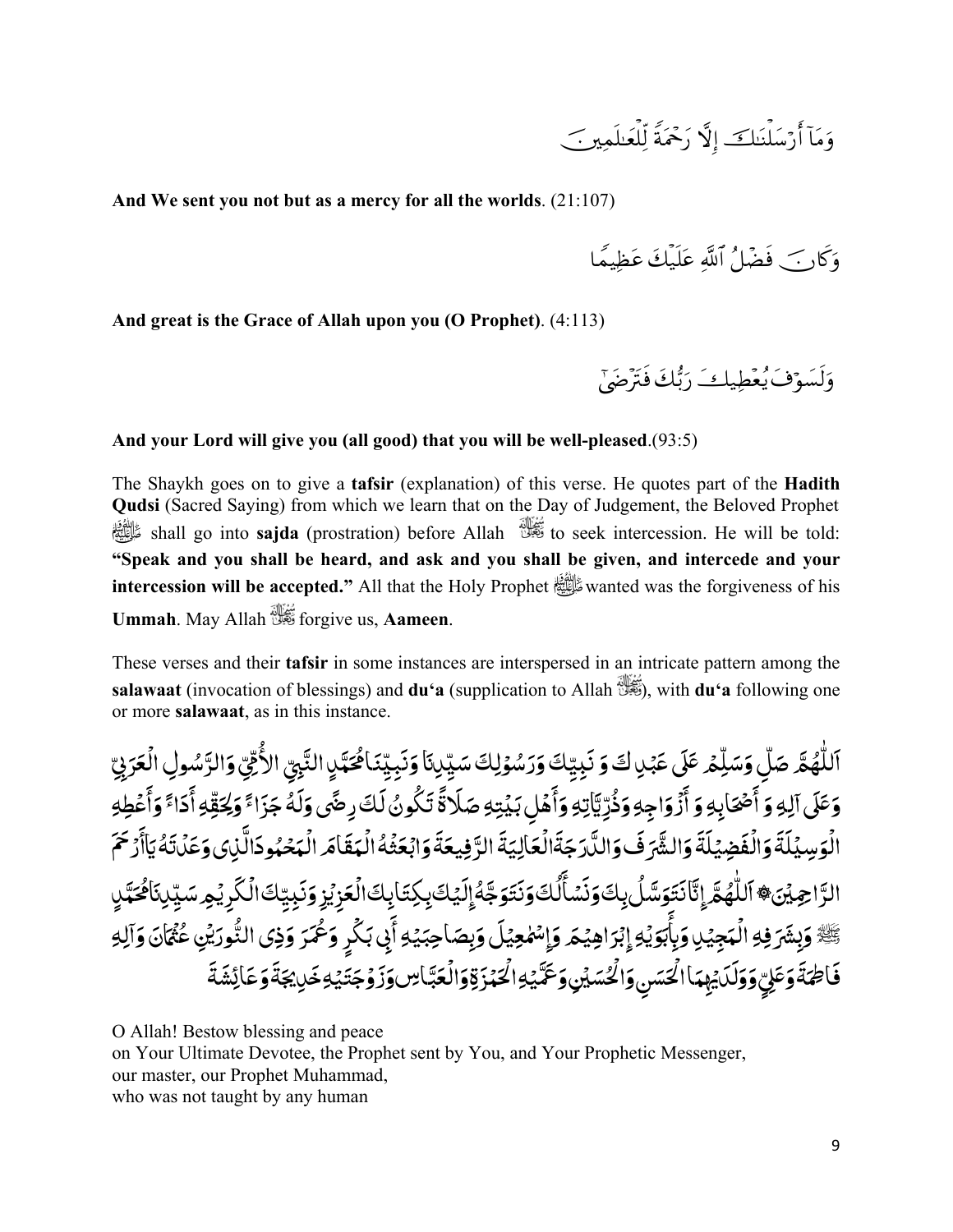وَمَآ أَرۡسَلۡنَٰكَ إِلَّا رَحۡمَةٗ لِّلۡعَٰلَمِينَ

**And We sent you not but as a mercy for all the worlds**. (21:107)

وَكَانَ فَضۡلُ ٱللَّهِ عَلَيۡكَ عَظِيمٗا

**And great is the Grace of Allah upon you (O Prophet)**. (4:113)

وَلَسَوۡفَ يُعۡطِيكَ رَبُّكَ فَتَرۡضَىٰٓ

**And your Lord will give you (all good) that you will be well-pleased**.(93:5)

The Shaykh goes on to give a **tafsir** (explanation) of this verse. He quotes part of the **Hadith Qudsi** (Sacred Saying) from which we learn that on the Day of Judgement, the Beloved Prophet ﷺ shall go into **sajda** (prostration) before Allah ﷻ to seek intercession. He will be told: **"Speak and you shall be heard, and ask and you shall be given, and intercede and your intercession will be accepted."** All that the Holy Prophet ﷺ wanted was the forgiveness of his **Ummah**. May Allah ﷻ forgive us, **Aameen**.

These verses and their **tafsir** in some instances are interspersed in an intricate pattern among the **salawaat** (invocation of blessings) and **du'a** (supplication to Allah ﷻ), with **du'a** following one or more **salawaat**, as in this instance.

اَللّٰهُمَّ صَلِّ وَسَلِّمْ عَلَى عَبْدِكَ وَ نَبِيِّكَ وَرَسُوْلِكَ سَيِّدِنَا وَنَبِيِّنَا مُحَمَّدٍ النَّبِيِّ الْأُمِّيِّ وَالرَّسُولِ الْعَرَبِيِّ وَعَلَى آلِهِ وَ أَصْحَابِهِ وَ أَزْوَاجِهِ وَذُرِّيَّاتِهِ وَأَهْلِ بَيْتِهِ صَلَاةً تَكُونُ لَكَ رِضًى وَلَهُ جَزَاءً وَلِحَقِّهِ أَدَاءً وَأَعْطِهِ الْوَسِيْلَةَ وَالْفَضِيْلَةَ وَالشَّرَفَ وَالدَّرَجَةَ الْعَالِيَةَ الرَّفِيعَةَ وَابْعَثْهُ الْمَقَامَ الْمَحْمُودَ الَّذِي وَعَدْتَهُ يَاأَرْحَمَ الرَّاحِمِيْنَ ۞ اَللّٰهُمَّ إِنَّا نَتَوَسَّلُ بِكَ وَنَسْأَلُكَ وَنَتَوَجَّهُ إِلَيْكَ بِكِتَابِكَ الْعَزِيزِ وَنَبِيِّكَ الْكَرِيمِ سَيِّدِنَا مُحَمَّدٍ ﷺ وَبِشَرَفِهِ الْمَجِيْدِ وَبِأَبَوَيْهِ إِبْرَاهِيْمَ وَإِسْمٰعِيْلَ وَبِصَاحِبَيْهِ أَبِي بَكْرٍ وَعُمَرَ وَذِي النُّورَيْنِ عُثْمَانَ وَآلِهِ فَاطِمَةَ وَعَلِيٍّ وَوَلَدَيْهِمَا الْحَسَنِ وَالْحُسَيْنِ وَعَمَّيْهِ الْحَمْزَةِ وَالْعَبَّاسِ وَزَوْجَتَيْهِ خَدِيجَةَ وَعَائِشَةَ

O Allah! Bestow blessing and peace  
on Your Ultimate Devotee, the Prophet sent by You, and Your Prophetic Messenger,  
our master, our Prophet Muhammad,  
who was not taught by any human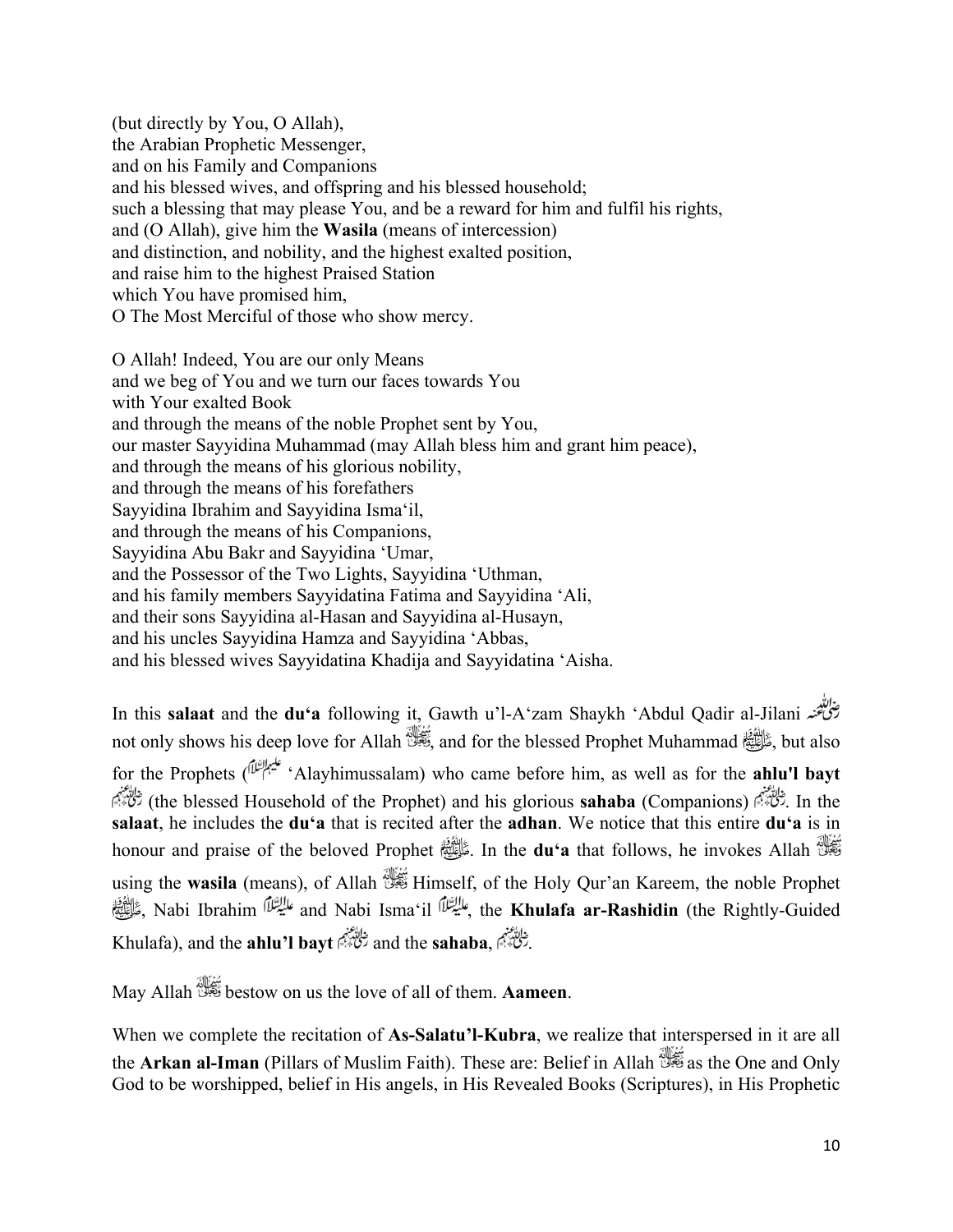(but directly by You, O Allah),  
the Arabian Prophetic Messenger,  
and on his Family and Companions  
and his blessed wives, and offspring and his blessed household;  
such a blessing that may please You, and be a reward for him and fulfil his rights,  
and (O Allah), give him the **Wasila** (means of intercession)  
and distinction, and nobility, and the highest exalted position,  
and raise him to the highest Praised Station  
which You have promised him,  
O The Most Merciful of those who show mercy.

O Allah! Indeed, You are our only Means  
and we beg of You and we turn our faces towards You  
with Your exalted Book  
and through the means of the noble Prophet sent by You,  
our master Sayyidina Muhammad (may Allah bless him and grant him peace),  
and through the means of his glorious nobility,  
and through the means of his forefathers  
Sayyidina Ibrahim and Sayyidina Isma'il,  
and through the means of his Companions,  
Sayyidina Abu Bakr and Sayyidina 'Umar,  
and the Possessor of the Two Lights, Sayyidina 'Uthman,  
and his family members Sayyidatina Fatima and Sayyidina 'Ali,  
and their sons Sayyidina al-Hasan and Sayyidina al-Husayn,  
and his uncles Sayyidina Hamza and Sayyidina 'Abbas,  
and his blessed wives Sayyidatina Khadija and Sayyidatina 'Aisha.

In this **salaat** and the **du'a** following it, Gawth u'l-A'zam Shaykh 'Abdul Qadir al-Jilani رضي الله عنه not only shows his deep love for Allah سبحانه وتعالى, and for the blessed Prophet Muhammad ﷺ, but also for the Prophets (عليهم السلام 'Alayhimussalam) who came before him, as well as for the **ahlu'l bayt** رضي الله عنهم (the blessed Household of the Prophet) and his glorious **sahaba** (Companions) رضي الله عنهم. In the **salaat**, he includes the **du'a** that is recited after the **adhan**. We notice that this entire **du'a** is in honour and praise of the beloved Prophet ﷺ. In the **du'a** that follows, he invokes Allah سبحانه وتعالى using the **wasila** (means), of Allah سبحانه وتعالى Himself, of the Holy Qur'an Kareem, the noble Prophet ﷺ, Nabi Ibrahim عليه السلام and Nabi Isma'il عليه السلام, the **Khulafa ar-Rashidin** (the Rightly-Guided Khulafa), and the **ahlu'l bayt** رضي الله عنهم and the **sahaba**, رضي الله عنهم.

May Allah سبحانه وتعالى bestow on us the love of all of them. **Aameen**.

When we complete the recitation of **As-Salatu'l-Kubra**, we realize that interspersed in it are all the **Arkan al-Iman** (Pillars of Muslim Faith). These are: Belief in Allah سبحانه وتعالى as the One and Only God to be worshipped, belief in His angels, in His Revealed Books (Scriptures), in His Prophetic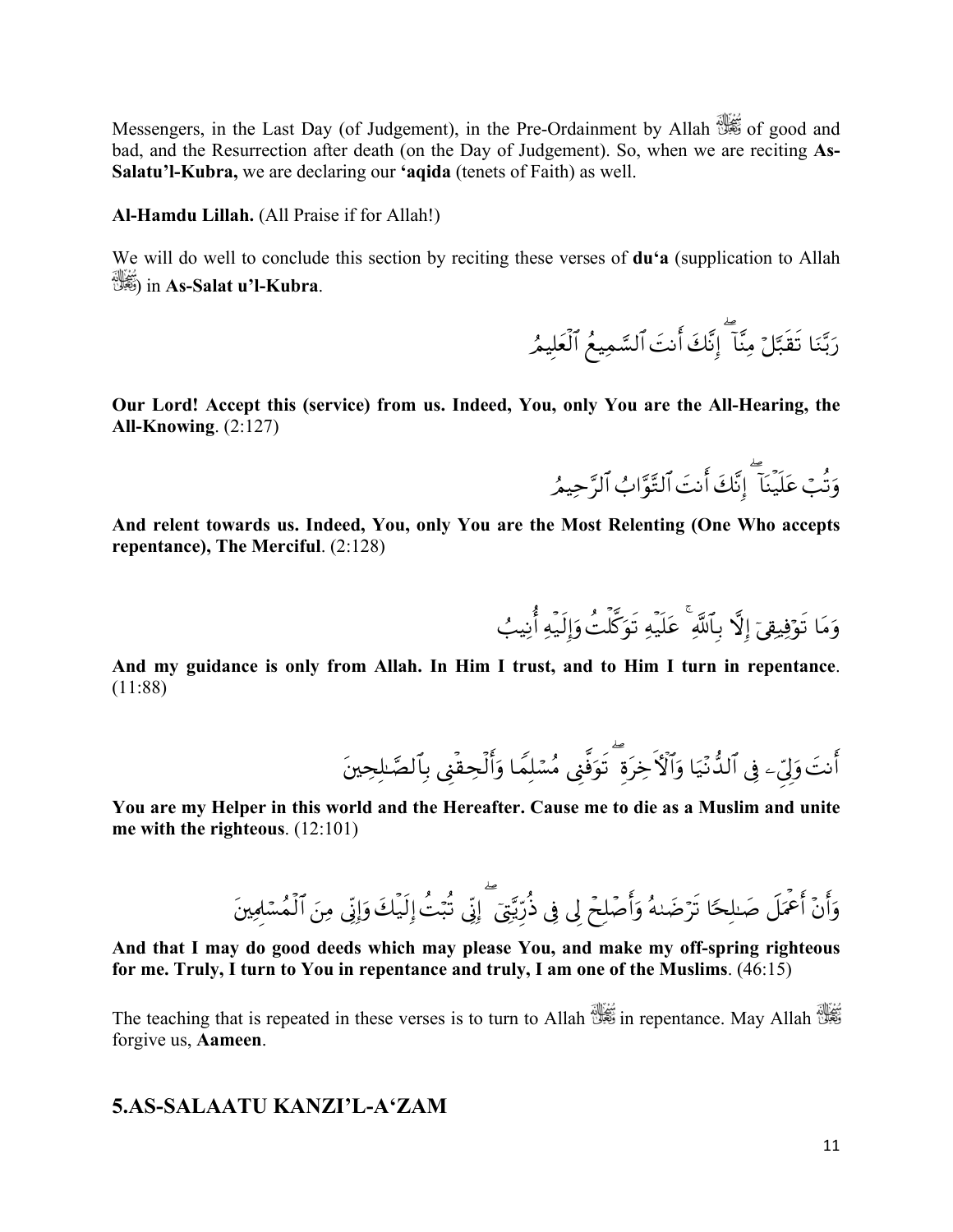Messengers, in the Last Day (of Judgement), in the Pre-Ordainment by Allah ﷻ of good and bad, and the Resurrection after death (on the Day of Judgement). So, when we are reciting **As-Salatu'l-Kubra,** we are declaring our **'aqida** (tenets of Faith) as well.

**Al-Hamdu Lillah.** (All Praise if for Allah!)

We will do well to conclude this section by reciting these verses of **du'a** (supplication to Allah ﷻ) in **As-Salat u'l-Kubra**.

رَبَّنَا تَقَبَّلۡ مِنَّآۖ إِنَّكَ أَنتَ ٱلسَّمِيعُ ٱلۡعَلِيمُ

**Our Lord! Accept this (service) from us. Indeed, You, only You are the All-Hearing, the All-Knowing**. (2:127)

وَتُبۡ عَلَيۡنَآۖ إِنَّكَ أَنتَ ٱلتَّوَّابُ ٱلرَّحِيمُ

**And relent towards us. Indeed, You, only You are the Most Relenting (One Who accepts repentance), The Merciful**. (2:128)

وَمَا تَوۡفِيقِيٓ إِلَّا بِٱللَّهِۚ عَلَيۡهِ تَوَكَّلۡتُ وَإِلَيۡهِ أُنِيبُ

**And my guidance is only from Allah. In Him I trust, and to Him I turn in repentance**. (11:88)

أَنتَ وَلِيِّۦ فِي ٱلدُّنۡيَا وَٱلۡأٓخِرَةِۖ تَوَفَّنِي مُسۡلِمٗا وَأَلۡحِقۡنِي بِٱلصَّٰلِحِينَ

**You are my Helper in this world and the Hereafter. Cause me to die as a Muslim and unite me with the righteous**. (12:101)

وَأَنۡ أَعۡمَلَ صَٰلِحٗا تَرۡضَىٰهُ وَأَصۡلِحۡ لِي فِي ذُرِّيَّتِيٓۖ إِنِّي تُبۡتُ إِلَيۡكَ وَإِنِّي مِنَ ٱلۡمُسۡلِمِينَ

**And that I may do good deeds which may please You, and make my off-spring righteous for me. Truly, I turn to You in repentance and truly, I am one of the Muslims**. (46:15)

The teaching that is repeated in these verses is to turn to Allah ﷻ in repentance. May Allah ﷻ forgive us, **Aameen**.

## 5.AS-SALAATU KANZI'L-A'ZAM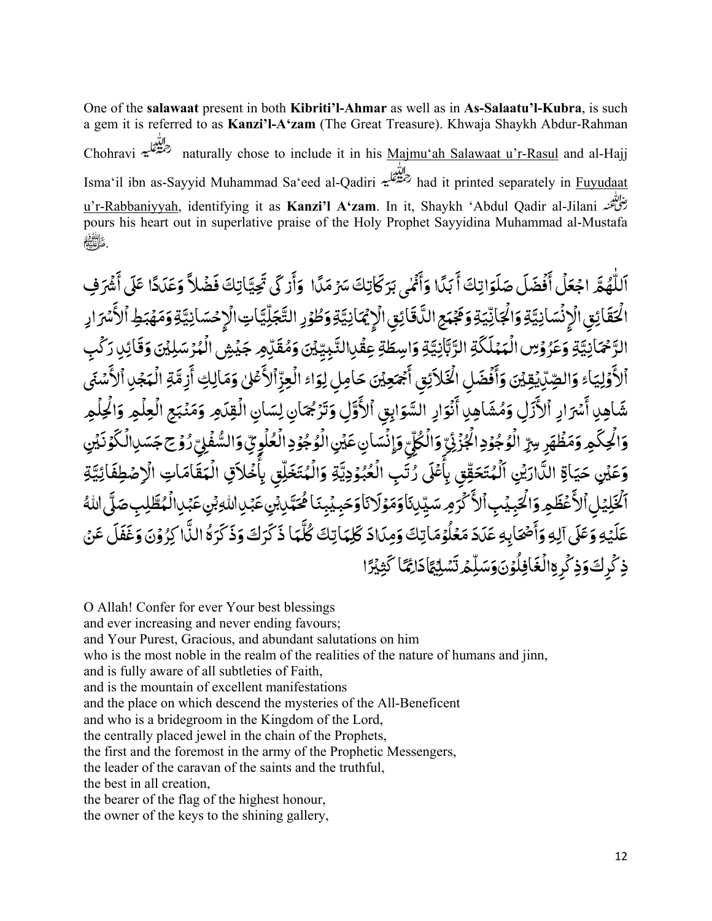One of the **salawaat** present in both **Kibriti'l-Ahmar** as well as in **As-Salaatu'l-Kubra**, is such a gem it is referred to as **Kanzi'l-A'zam** (The Great Treasure). Khwaja Shaykh Abdur-Rahman Chohravi رحمة الله عليه naturally chose to include it in his Majmu'ah Salawaat u'r-Rasul and al-Hajj Isma'il ibn as-Sayyid Muhammad Sa'eed al-Qadiri رحمة الله عليه had it printed separately in Fuyudaat u'r-Rabbaniyyah, identifying it as **Kanzi'l A'zam**. In it, Shaykh 'Abdul Qadir al-Jilani رضي الله عنه pours his heart out in superlative praise of the Holy Prophet Sayyidina Muhammad al-Mustafa ﷺ.

اَللّٰهُمَّ اجْعَلْ أَفْضَلَ صَلَوَاتِكَ أَبَدًا وَأَنْمٰى بَرَكَاتِكَ سَرْمَدًا وَأَزْكٰى تَحِيَّاتِكَ فَضْلاً وَعَدَدًا عَلٰى أَشْرَفِ الْحَقَائِقِ الْإِنْسَانِيَّةِ وَالْجَانِّيَةِ وَمَجْمَعِ الدَّقَائِقِ الْإِيْمَانِيَّةِ وَطُوْرِ التَّجَلِّيَاتِ الْإِحْسَانِيَّةِ وَمَهْبَطِ الْأَسْرَارِ الرَّحْمَانِيَّةِ وَعَرُوْسِ الْمَمْلَكَةِ الرَّبَّانِيَّةِ وَاسِطَةِ عِقْدِ النَّبِيِّيْنَ وَمُقَدَّمِ جَيْشِ الْمُرْسَلِيْنَ وَقَائِدِ رَكْبِ الْأَوْلِيَاءِ وَالصِّدِّيْقِيْنَ وَأَفْضَلِ الْخَلَائِقِ أَجْمَعِيْنَ حَامِلِ لِوَاءِ الْعِزِّ الْأَعْلٰى وَمَالِكِ أَزِمَّةِ الْمَجْدِ الْأَسْنٰى شَاهِدِ أَسْرَارِ الْأَزَلِ وَمُشَاهِدِ أَنْوَارِ السَّوَابِقِ الْأَوَّلِ وَتَرْجُمَانِ لِسَانِ الْقِدَمِ وَمَنْبَعِ الْعِلْمِ وَالْحِلْمِ وَالْحِكَمِ وَمَظْهَرِ سِرِّ الْوُجُوْدِ الْجُزْئِيِّ وَالْكُلِّيِّ وَإِنْسَانِ عَيْنِ الْوُجُوْدِ الْعُلْوِيِّ وَالسُّفْلِيِّ رُوْحِ جَسَدِ الْكَوْنَيْنِ وَعَيْنِ حَيَاةِ الدَّارَيْنِ اَلْمُتَحَقِّقِ بِأَعْلٰى رُتَبِ الْعُبُوْدِيَّةِ وَالْمُتَخَلِّقِ بِأَخْلَاقِ الْمَقَامَاتِ الْإِصْطِفَائِيَّةِ اَلْخَلِيْلِ الْأَعْظَمِ وَالْحَبِيْبِ الْأَكْرَمِ سَيِّدِنَا وَمَوْلَانَا وَحَبِيْبِنَا مُحَمَّدِ بْنِ عَبْدِ اللهِ بْنِ عَبْدِ الْمُطَّلِبِ صَلَّى اللهُ عَلَيْهِ وَعَلٰى آلِهِ وَأَصْحَابِهِ عَدَدَ مَعْلُوْمَاتِكَ وَمِدَادَ كَلِمَاتِكَ كُلَّمَا ذَكَرَكَ وَذَكَرَهُ الذَّاكِرُوْنَ وَغَفَلَ عَنْ ذِكْرِكَ وَذِكْرِهِ الْغَافِلُوْنَ وَسَلِّمْ تَسْلِيْمًا دَائِمًا كَثِيْرًا

O Allah! Confer for ever Your best blessings  
and ever increasing and never ending favours;  
and Your Purest, Gracious, and abundant salutations on him  
who is the most noble in the realm of the realities of the nature of humans and jinn,  
and is fully aware of all subtleties of Faith,  
and is the mountain of excellent manifestations  
and the place on which descend the mysteries of the All-Beneficent  
and who is a bridegroom in the Kingdom of the Lord,  
the centrally placed jewel in the chain of the Prophets,  
the first and the foremost in the army of the Prophetic Messengers,  
the leader of the caravan of the saints and the truthful,  
the best in all creation,  
the bearer of the flag of the highest honour,  
the owner of the keys to the shining gallery,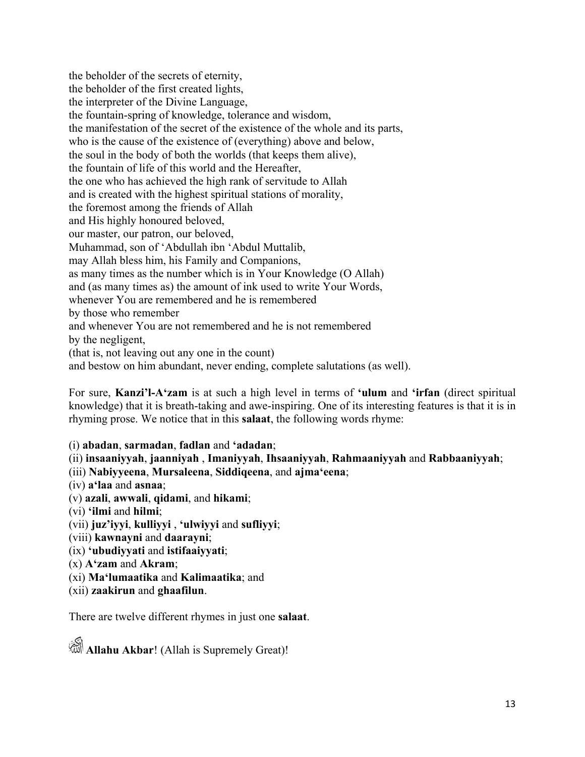the beholder of the secrets of eternity,
the beholder of the first created lights,
the interpreter of the Divine Language,
the fountain-spring of knowledge, tolerance and wisdom,
the manifestation of the secret of the existence of the whole and its parts,
who is the cause of the existence of (everything) above and below,
the soul in the body of both the worlds (that keeps them alive),
the fountain of life of this world and the Hereafter,
the one who has achieved the high rank of servitude to Allah
and is created with the highest spiritual stations of morality,
the foremost among the friends of Allah
and His highly honoured beloved,
our master, our patron, our beloved,
Muhammad, son of 'Abdullah ibn 'Abdul Muttalib,
may Allah bless him, his Family and Companions,
as many times as the number which is in Your Knowledge (O Allah)
and (as many times as) the amount of ink used to write Your Words,
whenever You are remembered and he is remembered
by those who remember
and whenever You are not remembered and he is not remembered
by the negligent,
(that is, not leaving out any one in the count)
and bestow on him abundant, never ending, complete salutations (as well).

For sure, **Kanzi'l-A'zam** is at such a high level in terms of **'ulum** and **'irfan** (direct spiritual knowledge) that it is breath-taking and awe-inspiring. One of its interesting features is that it is in rhyming prose. We notice that in this **salaat**, the following words rhyme:

(i) **abadan**, **sarmadan**, **fadlan** and **'adadan**;
(ii) **insaaniyyah**, **jaanniyah** , **Imaniyyah**, **Ihsaaniyyah**, **Rahmaaniyyah** and **Rabbaaniyyah**;
(iii) **Nabiyyeena**, **Mursaleena**, **Siddiqeena**, and **ajma'eena**;
(iv) **a'laa** and **asnaa**;
(v) **azali**, **awwali**, **qidami**, and **hikami**;
(vi) **'ilmi** and **hilmi**;
(vii) **juz'iyyi**, **kulliyyi** , **'ulwiyyi** and **sufliyyi**;
(viii) **kawnayni** and **daarayni**;
(ix) **'ubudiyyati** and **istifaaiyyati**;
(x) **A'zam** and **Akram**;
(xi) **Ma'lumaatika** and **Kalimaatika**; and
(xii) **zaakirun** and **ghaafilun**.

There are twelve different rhymes in just one **salaat**.

**Allahu Akbar**! (Allah is Supremely Great)!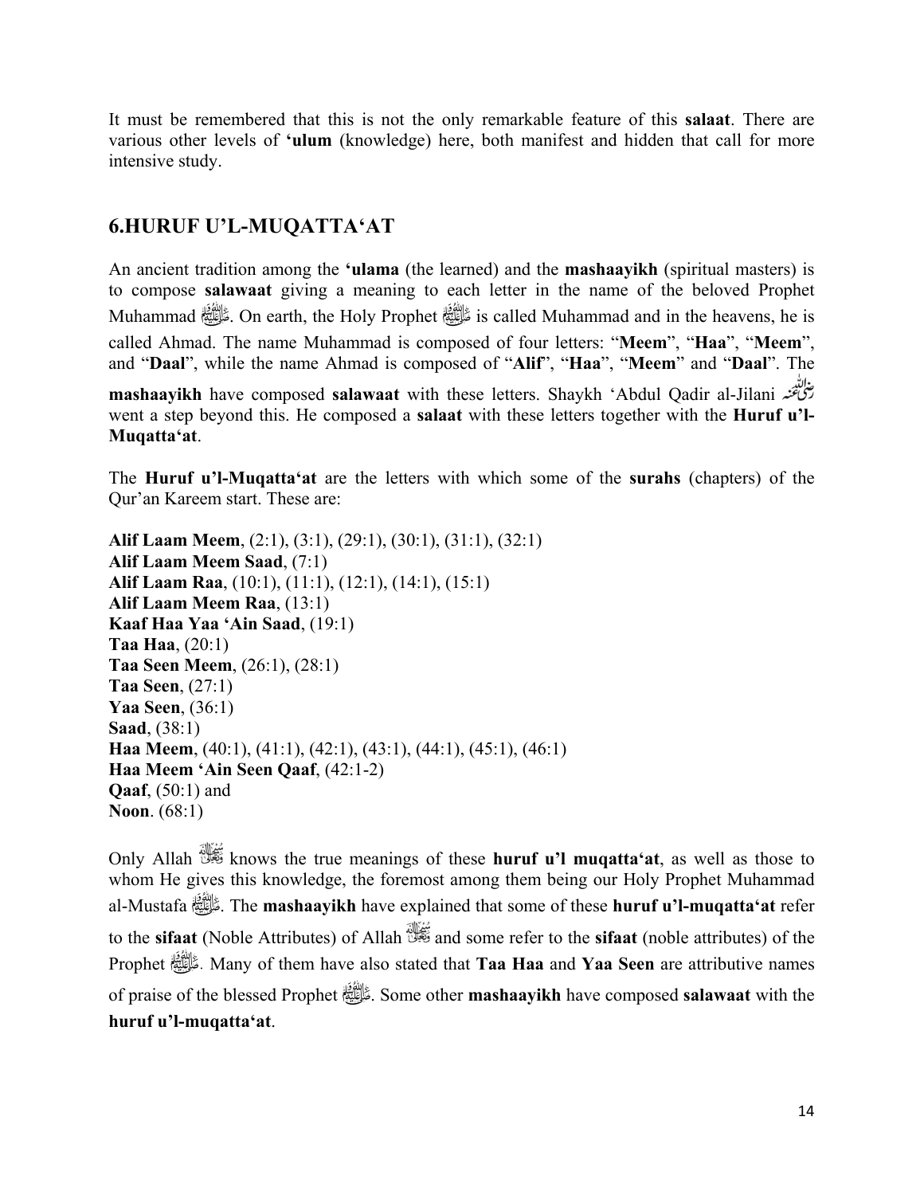It must be remembered that this is not the only remarkable feature of this **salaat**. There are various other levels of **'ulum** (knowledge) here, both manifest and hidden that call for more intensive study.

## 6.HURUF U'L-MUQATTA'AT

An ancient tradition among the **'ulama** (the learned) and the **mashaayikh** (spiritual masters) is to compose **salawaat** giving a meaning to each letter in the name of the beloved Prophet Muhammad ﷺ. On earth, the Holy Prophet ﷺ is called Muhammad and in the heavens, he is called Ahmad. The name Muhammad is composed of four letters: "**Meem**", "**Haa**", "**Meem**", and "**Daal**", while the name Ahmad is composed of "**Alif**", "**Haa**", "**Meem**" and "**Daal**". The **mashaayikh** have composed **salawaat** with these letters. Shaykh 'Abdul Qadir al-Jilani رضي الله عنه went a step beyond this. He composed a **salaat** with these letters together with the **Huruf u'l-Muqatta'at**.

The **Huruf u'l-Muqatta'at** are the letters with which some of the **surahs** (chapters) of the Qur'an Kareem start. These are:

**Alif Laam Meem**, (2:1), (3:1), (29:1), (30:1), (31:1), (32:1)
**Alif Laam Meem Saad**, (7:1)
**Alif Laam Raa**, (10:1), (11:1), (12:1), (14:1), (15:1)
**Alif Laam Meem Raa**, (13:1)
**Kaaf Haa Yaa 'Ain Saad**, (19:1)
**Taa Haa**, (20:1)
**Taa Seen Meem**, (26:1), (28:1)
**Taa Seen**, (27:1)
**Yaa Seen**, (36:1)
**Saad**, (38:1)
**Haa Meem**, (40:1), (41:1), (42:1), (43:1), (44:1), (45:1), (46:1)
**Haa Meem 'Ain Seen Qaaf**, (42:1-2)
**Qaaf**, (50:1) and
**Noon**. (68:1)

Only Allah سبحانه وتعالى knows the true meanings of these **huruf u'l muqatta'at**, as well as those to whom He gives this knowledge, the foremost among them being our Holy Prophet Muhammad al-Mustafa ﷺ. The **mashaayikh** have explained that some of these **huruf u'l-muqatta'at** refer to the **sifaat** (Noble Attributes) of Allah سبحانه وتعالى and some refer to the **sifaat** (noble attributes) of the Prophet ﷺ. Many of them have also stated that **Taa Haa** and **Yaa Seen** are attributive names of praise of the blessed Prophet ﷺ. Some other **mashaayikh** have composed **salawaat** with the **huruf u'l-muqatta'at**.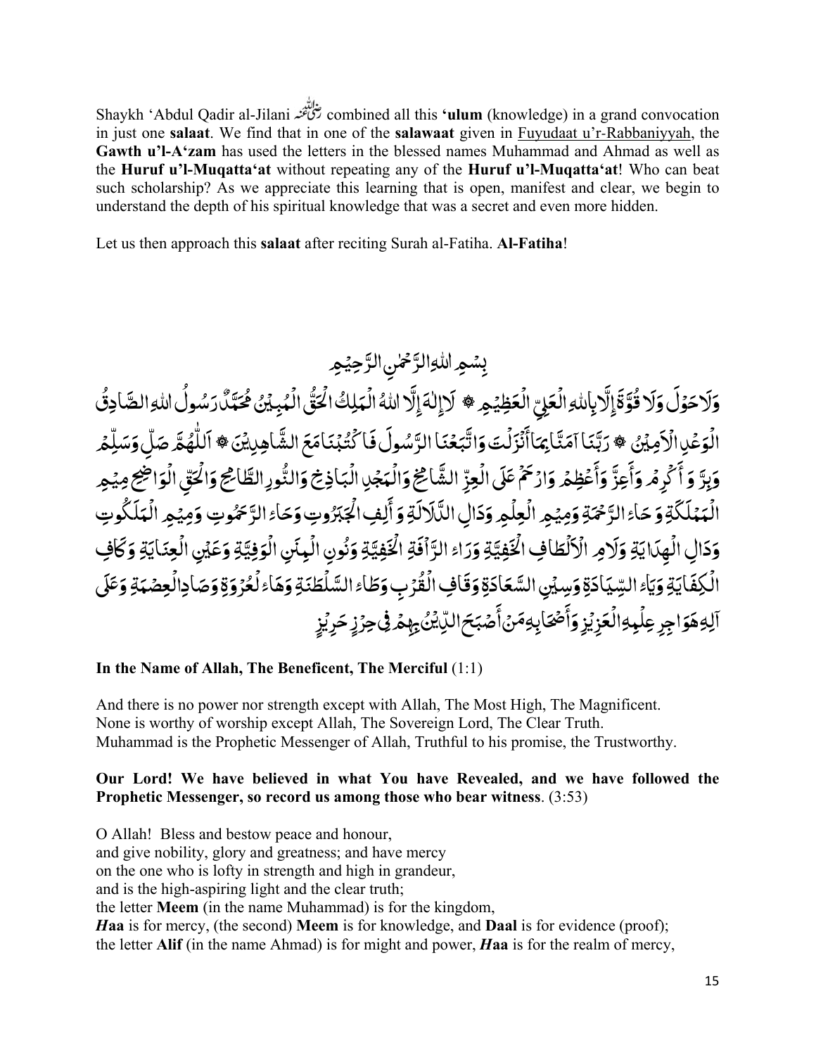Shaykh 'Abdul Qadir al-Jilani رضي الله عنه combined all this **'ulum** (knowledge) in a grand convocation in just one **salaat**. We find that in one of the **salawaat** given in Fuyudaat u'r-Rabbaniyyah, the **Gawth u'l-A'zam** has used the letters in the blessed names Muhammad and Ahmad as well as the **Huruf u'l-Muqatta'at** without repeating any of the **Huruf u'l-Muqatta'at**! Who can beat such scholarship? As we appreciate this learning that is open, manifest and clear, we begin to understand the depth of his spiritual knowledge that was a secret and even more hidden.

Let us then approach this **salaat** after reciting Surah al-Fatiha. **Al-Fatiha**!

بِسْمِ اللهِ الرَّحْمٰنِ الرَّحِيْمِ

وَلَا حَوْلَ وَلَا قُوَّةَ إِلَّا بِاللهِ الْعَلِيِّ الْعَظِيْمِ ۞ لَا إِلٰهَ إِلَّا اللهُ الْمَلِكُ الْحَقُّ الْمُبِيْنُ مُحَمَّدٌ رَسُوْلُ اللهِ الصَّادِقُ الْوَعْدِ الْاَمِيْنُ ۞ رَبَّنَا آمَنَّا بِمَا أَنْزَلْتَ وَاتَّبَعْنَا الرَّسُوْلَ فَاكْتُبْنَا مَعَ الشَّاهِدِيْنَ ۞ اَللّٰهُمَّ صَلِّ وَسَلِّمْ وَبِرَّ وَأَكْرِمْ وَأَعِزَّ وَأَعْظِمْ وَارْحَمْ عَلَى الْعِزِّ الشَّامِخِ وَالْمَجْدِ الْبَاذِخِ وَالنُّوْرِ الطَّامِحِ وَالْحَقِّ الْوَاضِحِ مِيْمِ الْمَمْلَكَةِ وَحَاءِ الرَّحْمَةِ وَمِيْمِ الْعِلْمِ وَدَالِ الدَّلَالَةِ وَأَلِفِ الْجَبَرُوْتِ وَحَاءِ الرَّحَمُوْتِ وَمِيْمِ الْمَلَكُوْتِ وَدَالِ الْهِدَايَةِ وَلَامِ الْاَلْطَافِ الْخَفِيَّةِ وَرَاءِ الرَّأْفَةِ الْخَفِيَّةِ وَنُوْنِ الْمِنَنِ الْوَفِيَّةِ وَعَيْنِ الْعِنَايَةِ وَكَافِ الْكِفَايَةِ وَيَاءِ السِّيَادَةِ وَسِيْنِ السَّعَادَةِ وَقَافِ الْقُرْبِ وَطَاءِ السَّلْطَنَةِ وَهَاءِ الْعُرْوَةِ وَصَادِ الْعِصْمَةِ وَعَلَى آلِهِ هَوَاجِرِ عِلْمِهِ الْعَزِيْزِ وَأَصْحَابِهِ مَنْ أَصْبَحَ الدِّيْنُ بِهِمْ فِيْ حِرْزٍ حَرِيْزٍ

**In the Name of Allah, The Beneficent, The Merciful** (1:1)

And there is no power nor strength except with Allah, The Most High, The Magnificent.
None is worthy of worship except Allah, The Sovereign Lord, The Clear Truth.
Muhammad is the Prophetic Messenger of Allah, Truthful to his promise, the Trustworthy.

**Our Lord! We have believed in what You have Revealed, and we have followed the Prophetic Messenger, so record us among those who bear witness**. (3:53)

O Allah! Bless and bestow peace and honour,
and give nobility, glory and greatness; and have mercy
on the one who is lofty in strength and high in grandeur,
and is the high-aspiring light and the clear truth;
the letter **Meem** (in the name Muhammad) is for the kingdom,
***H*aa** is for mercy, (the second) **Meem** is for knowledge, and **Daal** is for evidence (proof);
the letter **Alif** (in the name Ahmad) is for might and power, ***H*aa** is for the realm of mercy,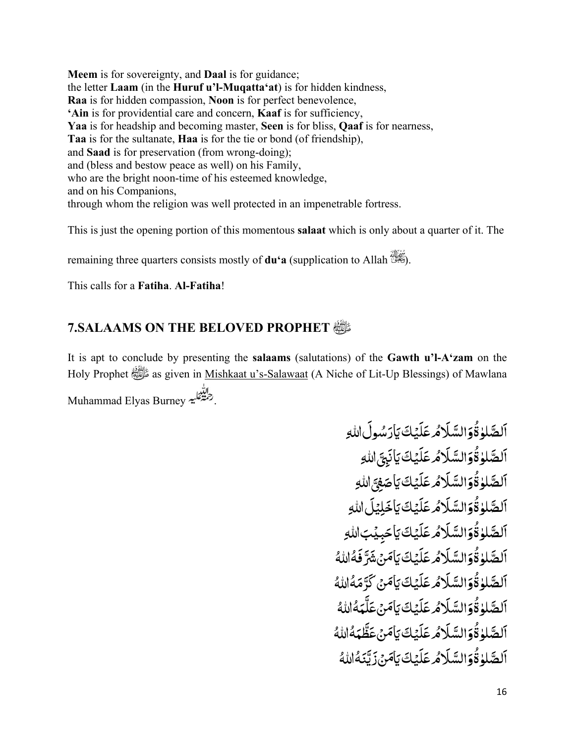**Meem** is for sovereignty, and **Daal** is for guidance;
the letter **Laam** (in the **Huruf u'l-Muqatta'at**) is for hidden kindness,
**Raa** is for hidden compassion, **Noon** is for perfect benevolence,
**'Ain** is for providential care and concern, **Kaaf** is for sufficiency,
**Yaa** is for headship and becoming master, **Seen** is for bliss, **Qaaf** is for nearness,
**Taa** is for the sultanate, **Haa** is for the tie or bond (of friendship),
and **Saad** is for preservation (from wrong-doing);
and (bless and bestow peace as well) on his Family,
who are the bright noon-time of his esteemed knowledge,
and on his Companions,
through whom the religion was well protected in an impenetrable fortress.

This is just the opening portion of this momentous **salaat** which is only about a quarter of it. The remaining three quarters consists mostly of **du'a** (supplication to Allah ﷻ).

This calls for a **Fatiha**. **Al-Fatiha**!

## 7.SALAAMS ON THE BELOVED PROPHET ﷺ

It is apt to conclude by presenting the **salaams** (salutations) of the **Gawth u'l-A'zam** on the Holy Prophet ﷺ as given in Mishkaat u's-Salawaat (A Niche of Lit-Up Blessings) of Mawlana Muhammad Elyas Burney رحمة الله عليه.

اَلصَّلٰوةُ وَالسَّلَامُ عَلَيْكَ يَا رَسُولَ اللّٰهِ
اَلصَّلٰوةُ وَالسَّلَامُ عَلَيْكَ يَا نَبِيَّ اللّٰهِ
اَلصَّلٰوةُ وَالسَّلَامُ عَلَيْكَ يَا صَفِيَّ اللّٰهِ
اَلصَّلٰوةُ وَالسَّلَامُ عَلَيْكَ يَا خَلِيْلَ اللّٰهِ
اَلصَّلٰوةُ وَالسَّلَامُ عَلَيْكَ يَا حَبِيْبَ اللّٰهِ
اَلصَّلٰوةُ وَالسَّلَامُ عَلَيْكَ يَا مَنْ شَرَّفَهُ اللّٰهُ
اَلصَّلٰوةُ وَالسَّلَامُ عَلَيْكَ يَا مَنْ كَرَّمَهُ اللّٰهُ
اَلصَّلٰوةُ وَالسَّلَامُ عَلَيْكَ يَا مَنْ عَلَّمَهُ اللّٰهُ
اَلصَّلٰوةُ وَالسَّلَامُ عَلَيْكَ يَا مَنْ عَظَّمَهُ اللّٰهُ
اَلصَّلٰوةُ وَالسَّلَامُ عَلَيْكَ يَا مَنْ زَيَّنَهُ اللّٰهُ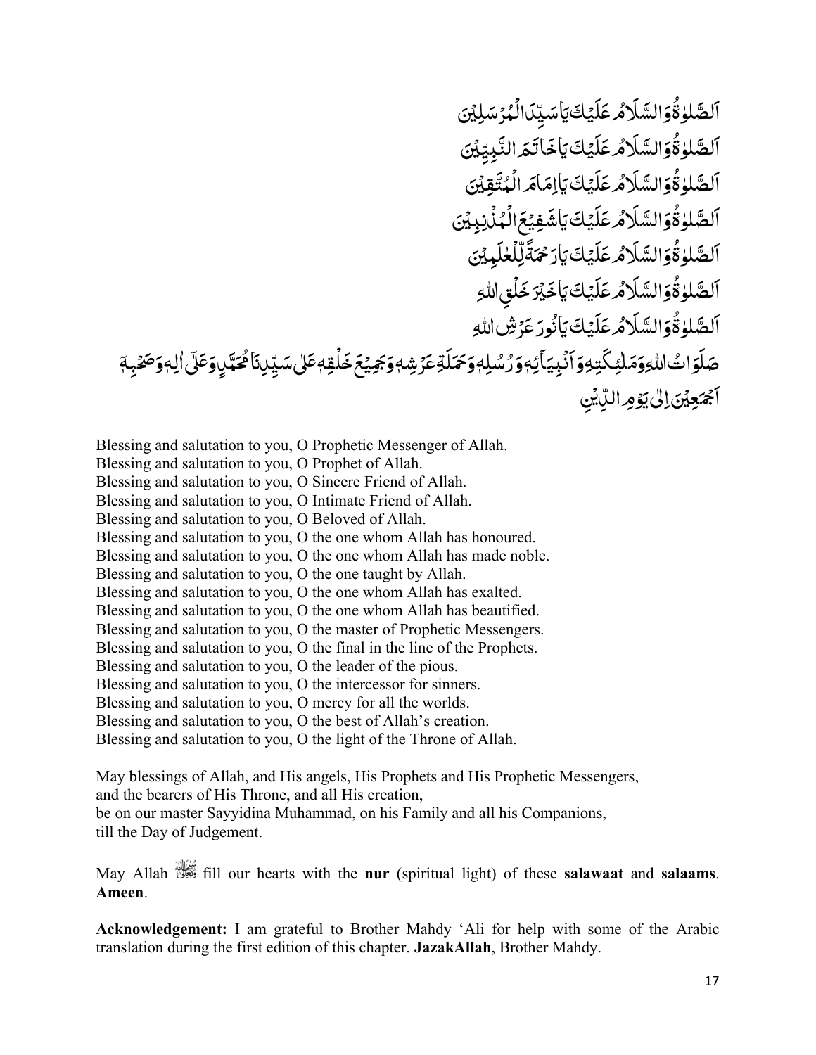اَلصَّلٰوۃُ وَالسَّلَامُ عَلَيْكَ يَا سَيِّدَ الْمُرْسَلِيْنَ

اَلصَّلٰوۃُ وَالسَّلَامُ عَلَيْكَ يَا خَاتَمَ النَّبِيِّيْنَ

اَلصَّلٰوۃُ وَالسَّلَامُ عَلَيْكَ يَا اِمَامَ الْمُتَّقِيْنَ

اَلصَّلٰوۃُ وَالسَّلَامُ عَلَيْكَ يَا شَفِيْعَ الْمُذْنِبِيْنَ

اَلصَّلٰوۃُ وَالسَّلَامُ عَلَيْكَ يَا رَحْمَةً لِّلْعٰلَمِيْنَ

اَلصَّلٰوۃُ وَالسَّلَامُ عَلَيْكَ يَا خَيْرَ خَلْقِ اللهِ

اَلصَّلٰوۃُ وَالسَّلَامُ عَلَيْكَ يَا نُوْرَ عَرْشِ اللهِ

صَلَوَاتُ اللهِ وَمَلٰئِكَتِهٖ وَاَنْبِيَآئِهٖ وَرُسُلِهٖ وَحَمَلَةِ عَرْشِهٖ وَجَمِيْعِ خَلْقِهٖ عَلٰى سَيِّدِنَا مُحَمَّدٍ وَّعَلٰۤى اٰلِهٖ وَصَحْبِهٖ اَجْمَعِيْنَ اِلٰى يَوْمِ الدِّيْنِ

Blessing and salutation to you, O Prophetic Messenger of Allah.
Blessing and salutation to you, O Prophet of Allah.
Blessing and salutation to you, O Sincere Friend of Allah.
Blessing and salutation to you, O Intimate Friend of Allah.
Blessing and salutation to you, O Beloved of Allah.
Blessing and salutation to you, O the one whom Allah has honoured.
Blessing and salutation to you, O the one whom Allah has made noble.
Blessing and salutation to you, O the one taught by Allah.
Blessing and salutation to you, O the one whom Allah has exalted.
Blessing and salutation to you, O the one whom Allah has beautified.
Blessing and salutation to you, O the master of Prophetic Messengers.
Blessing and salutation to you, O the final in the line of the Prophets.
Blessing and salutation to you, O the leader of the pious.
Blessing and salutation to you, O the intercessor for sinners.
Blessing and salutation to you, O mercy for all the worlds.
Blessing and salutation to you, O the best of Allah's creation.
Blessing and salutation to you, O the light of the Throne of Allah.

May blessings of Allah, and His angels, His Prophets and His Prophetic Messengers,
and the bearers of His Throne, and all His creation,
be on our master Sayyidina Muhammad, on his Family and all his Companions,
till the Day of Judgement.

May Allah ﷻ fill our hearts with the **nur** (spiritual light) of these **salawaat** and **salaams**. **Ameen**.

**Acknowledgement:** I am grateful to Brother Mahdy 'Ali for help with some of the Arabic translation during the first edition of this chapter. **JazakAllah**, Brother Mahdy.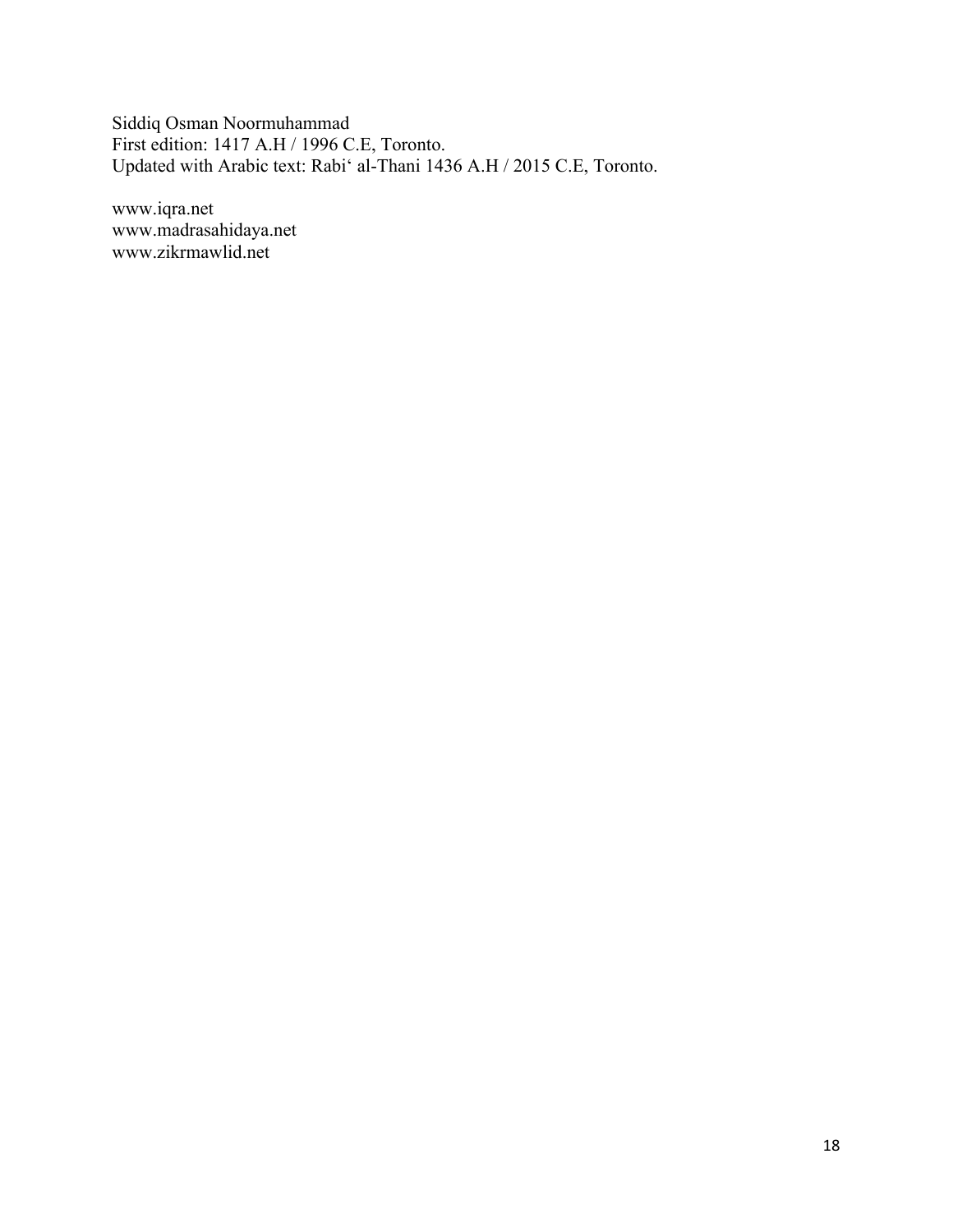Siddiq Osman Noormuhammad
First edition: 1417 A.H / 1996 C.E, Toronto.
Updated with Arabic text: Rabi' al-Thani 1436 A.H / 2015 C.E, Toronto.

www.iqra.net
www.madrasahidaya.net
www.zikrmawlid.net